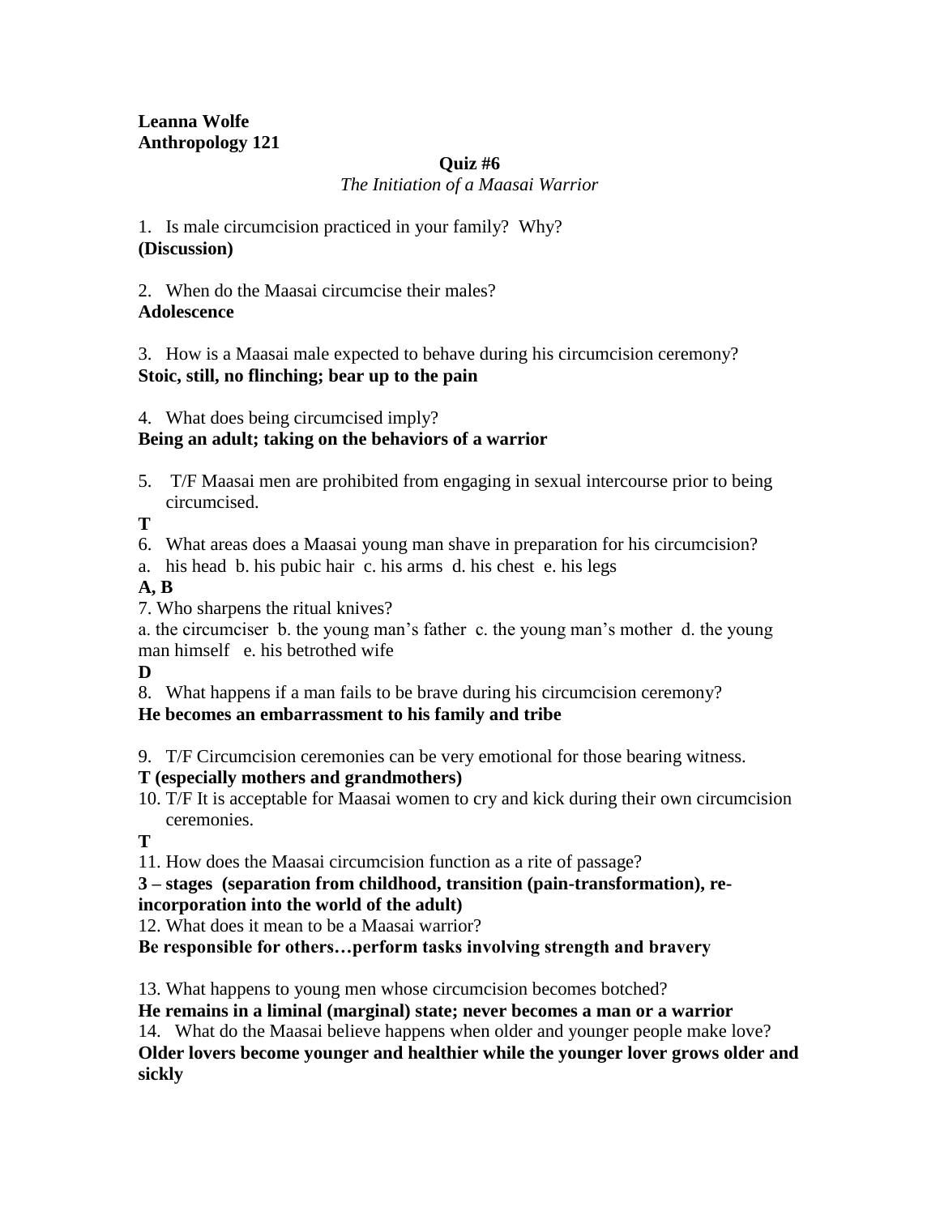**Leanna Wolfe**
**Anthropology 121**

**Quiz #6**
*The Initiation of a Maasai Warrior*

1. Is male circumcision practiced in your family? Why?
**(Discussion)**

2. When do the Maasai circumcise their males?
**Adolescence**

3. How is a Maasai male expected to behave during his circumcision ceremony?
**Stoic, still, no flinching; bear up to the pain**

4. What does being circumcised imply?
**Being an adult; taking on the behaviors of a warrior**

5. T/F Maasai men are prohibited from engaging in sexual intercourse prior to being circumcised.
**T**

6. What areas does a Maasai young man shave in preparation for his circumcision?
a. his head b. his pubic hair c. his arms d. his chest e. his legs
**A, B**

7. Who sharpens the ritual knives?
a. the circumciser b. the young man's father c. the young man's mother d. the young man himself e. his betrothed wife
**D**

8. What happens if a man fails to be brave during his circumcision ceremony?
**He becomes an embarrassment to his family and tribe**

9. T/F Circumcision ceremonies can be very emotional for those bearing witness.
**T (especially mothers and grandmothers)**

10. T/F It is acceptable for Maasai women to cry and kick during their own circumcision ceremonies.
**T**

11. How does the Maasai circumcision function as a rite of passage?
**3 – stages (separation from childhood, transition (pain-transformation), re-incorporation into the world of the adult)**

12. What does it mean to be a Maasai warrior?
**Be responsible for others…perform tasks involving strength and bravery**

13. What happens to young men whose circumcision becomes botched?
**He remains in a liminal (marginal) state; never becomes a man or a warrior**

14. What do the Maasai believe happens when older and younger people make love?
**Older lovers become younger and healthier while the younger lover grows older and sickly**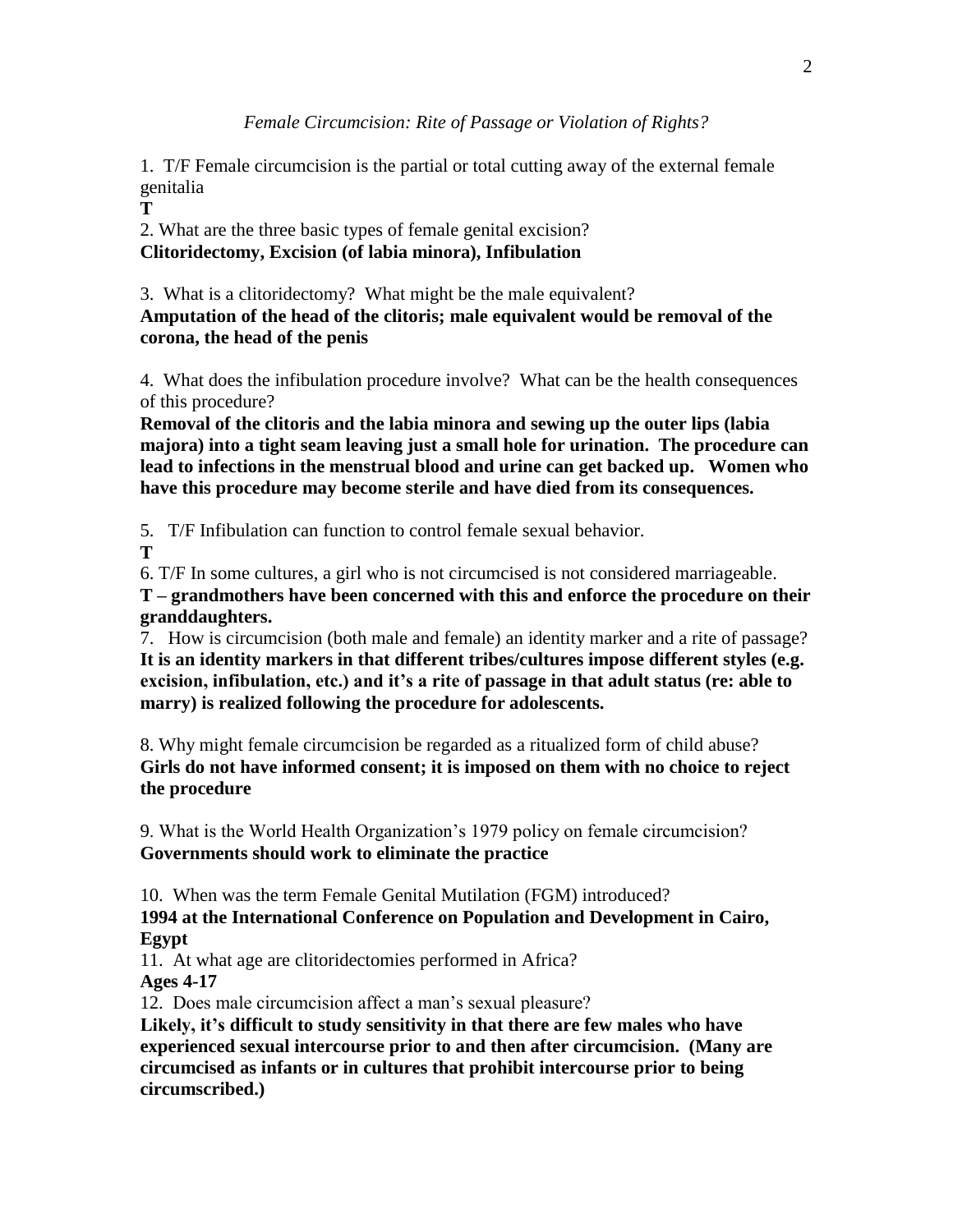*Female Circumcision: Rite of Passage or Violation of Rights?*

1. T/F Female circumcision is the partial or total cutting away of the external female genitalia

**T**

2. What are the three basic types of female genital excision?

**Clitoridectomy, Excision (of labia minora), Infibulation**

3. What is a clitoridectomy? What might be the male equivalent?

**Amputation of the head of the clitoris; male equivalent would be removal of the corona, the head of the penis**

4. What does the infibulation procedure involve? What can be the health consequences of this procedure?

**Removal of the clitoris and the labia minora and sewing up the outer lips (labia majora) into a tight seam leaving just a small hole for urination. The procedure can lead to infections in the menstrual blood and urine can get backed up. Women who have this procedure may become sterile and have died from its consequences.**

5. T/F Infibulation can function to control female sexual behavior.

**T**

6. T/F In some cultures, a girl who is not circumcised is not considered marriageable.

**T – grandmothers have been concerned with this and enforce the procedure on their granddaughters.**

7. How is circumcision (both male and female) an identity marker and a rite of passage?

**It is an identity markers in that different tribes/cultures impose different styles (e.g. excision, infibulation, etc.) and it's a rite of passage in that adult status (re: able to marry) is realized following the procedure for adolescents.**

8. Why might female circumcision be regarded as a ritualized form of child abuse?

**Girls do not have informed consent; it is imposed on them with no choice to reject the procedure**

9. What is the World Health Organization's 1979 policy on female circumcision?

**Governments should work to eliminate the practice**

10. When was the term Female Genital Mutilation (FGM) introduced?

**1994 at the International Conference on Population and Development in Cairo, Egypt**

11. At what age are clitoridectomies performed in Africa?

**Ages 4-17**

12. Does male circumcision affect a man's sexual pleasure?

**Likely, it's difficult to study sensitivity in that there are few males who have experienced sexual intercourse prior to and then after circumcision. (Many are circumcised as infants or in cultures that prohibit intercourse prior to being circumscribed.)**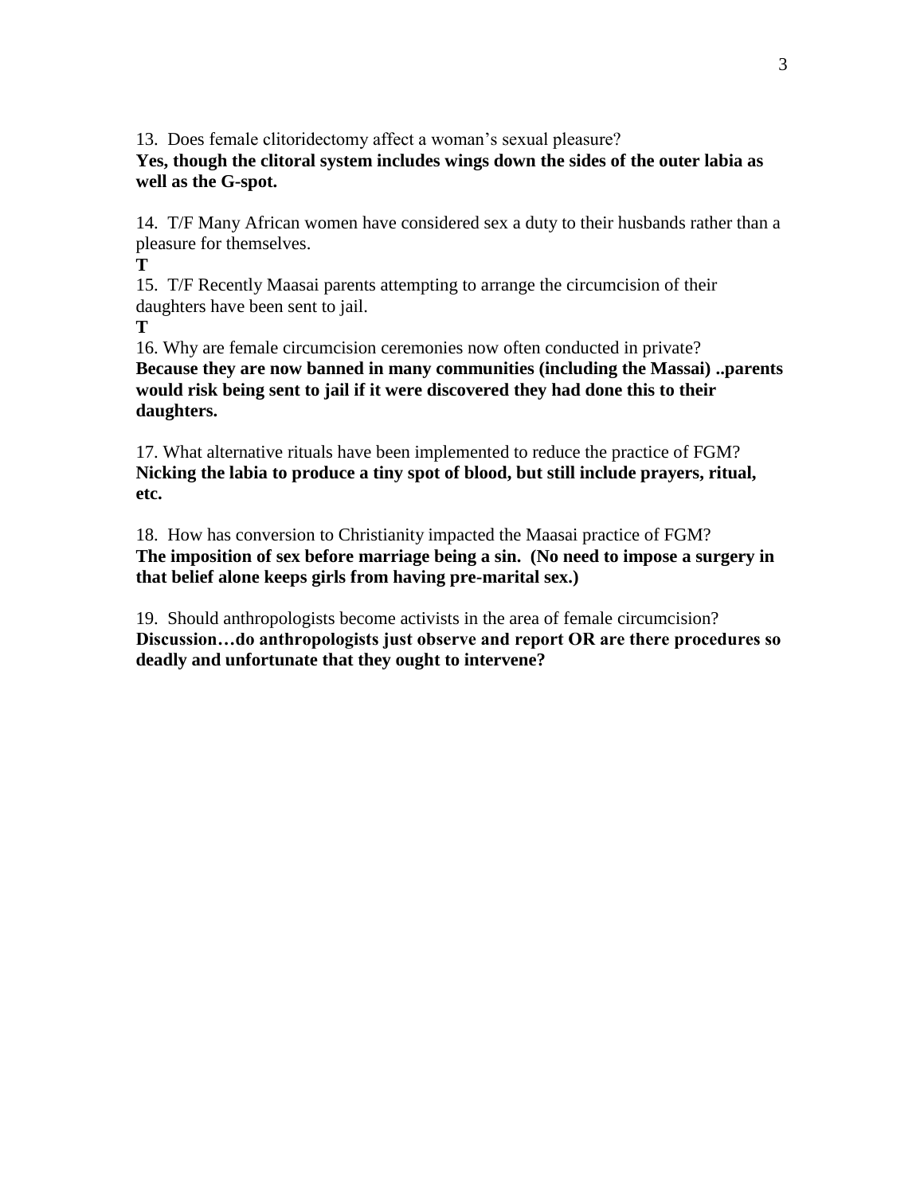13. Does female clitoridectomy affect a woman's sexual pleasure?
**Yes, though the clitoral system includes wings down the sides of the outer labia as well as the G-spot.**

14. T/F Many African women have considered sex a duty to their husbands rather than a pleasure for themselves.
**T**

15. T/F Recently Maasai parents attempting to arrange the circumcision of their daughters have been sent to jail.
**T**

16. Why are female circumcision ceremonies now often conducted in private?
**Because they are now banned in many communities (including the Massai) ..parents would risk being sent to jail if it were discovered they had done this to their daughters.**

17. What alternative rituals have been implemented to reduce the practice of FGM?
**Nicking the labia to produce a tiny spot of blood, but still include prayers, ritual, etc.**

18. How has conversion to Christianity impacted the Maasai practice of FGM?
**The imposition of sex before marriage being a sin. (No need to impose a surgery in that belief alone keeps girls from having pre-marital sex.)**

19. Should anthropologists become activists in the area of female circumcision?
**Discussion…do anthropologists just observe and report OR are there procedures so deadly and unfortunate that they ought to intervene?**